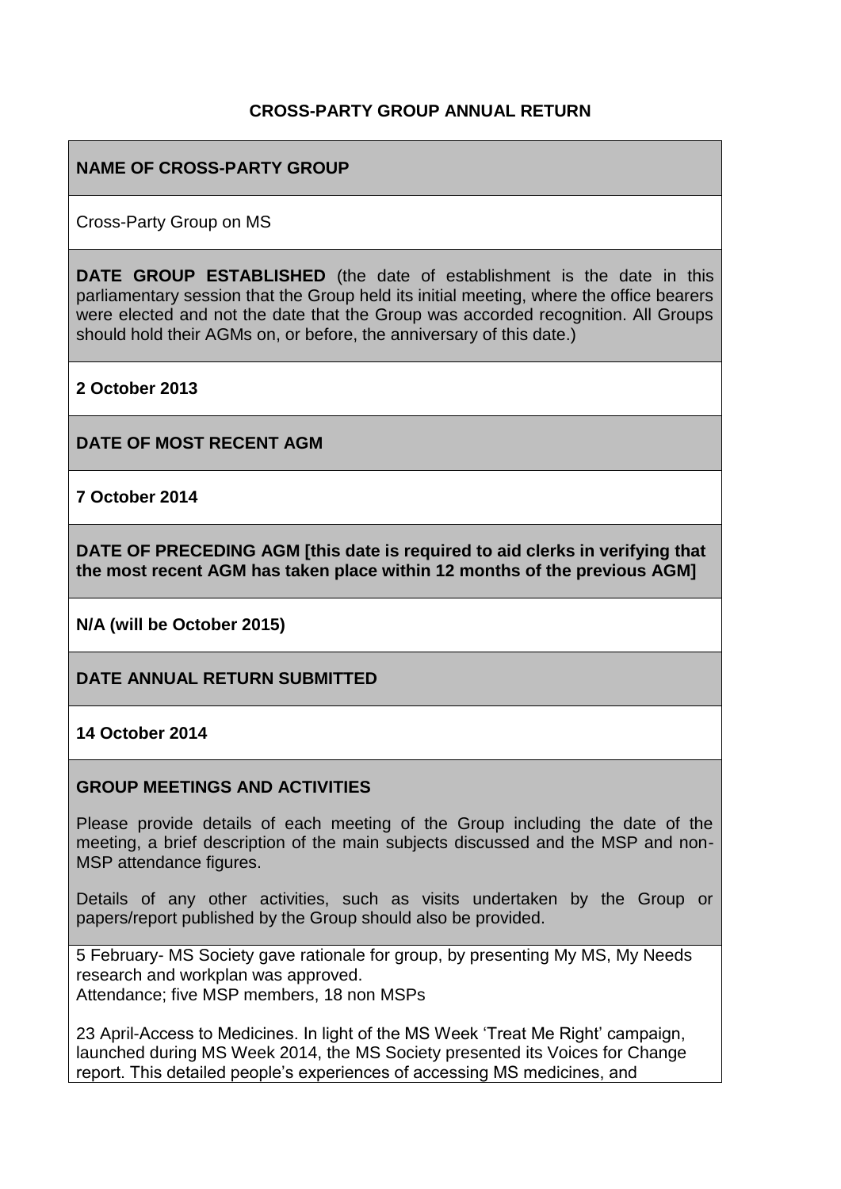# CROSS-PARTY GROUP ANNUAL RETURN

**NAME OF CROSS-PARTY GROUP**

Cross-Party Group on MS

**DATE GROUP ESTABLISHED** (the date of establishment is the date in this parliamentary session that the Group held its initial meeting, where the office bearers were elected and not the date that the Group was accorded recognition. All Groups should hold their AGMs on, or before, the anniversary of this date.)

**2 October 2013**

**DATE OF MOST RECENT AGM**

**7 October 2014**

**DATE OF PRECEDING AGM [this date is required to aid clerks in verifying that the most recent AGM has taken place within 12 months of the previous AGM]**

**N/A (will be October 2015)**

**DATE ANNUAL RETURN SUBMITTED**

**14 October 2014**

**GROUP MEETINGS AND ACTIVITIES**

Please provide details of each meeting of the Group including the date of the meeting, a brief description of the main subjects discussed and the MSP and non-MSP attendance figures.

Details of any other activities, such as visits undertaken by the Group or papers/report published by the Group should also be provided.

5 February- MS Society gave rationale for group, by presenting My MS, My Needs research and workplan was approved.
Attendance; five MSP members, 18 non MSPs

23 April-Access to Medicines. In light of the MS Week 'Treat Me Right' campaign, launched during MS Week 2014, the MS Society presented its Voices for Change report. This detailed people's experiences of accessing MS medicines, and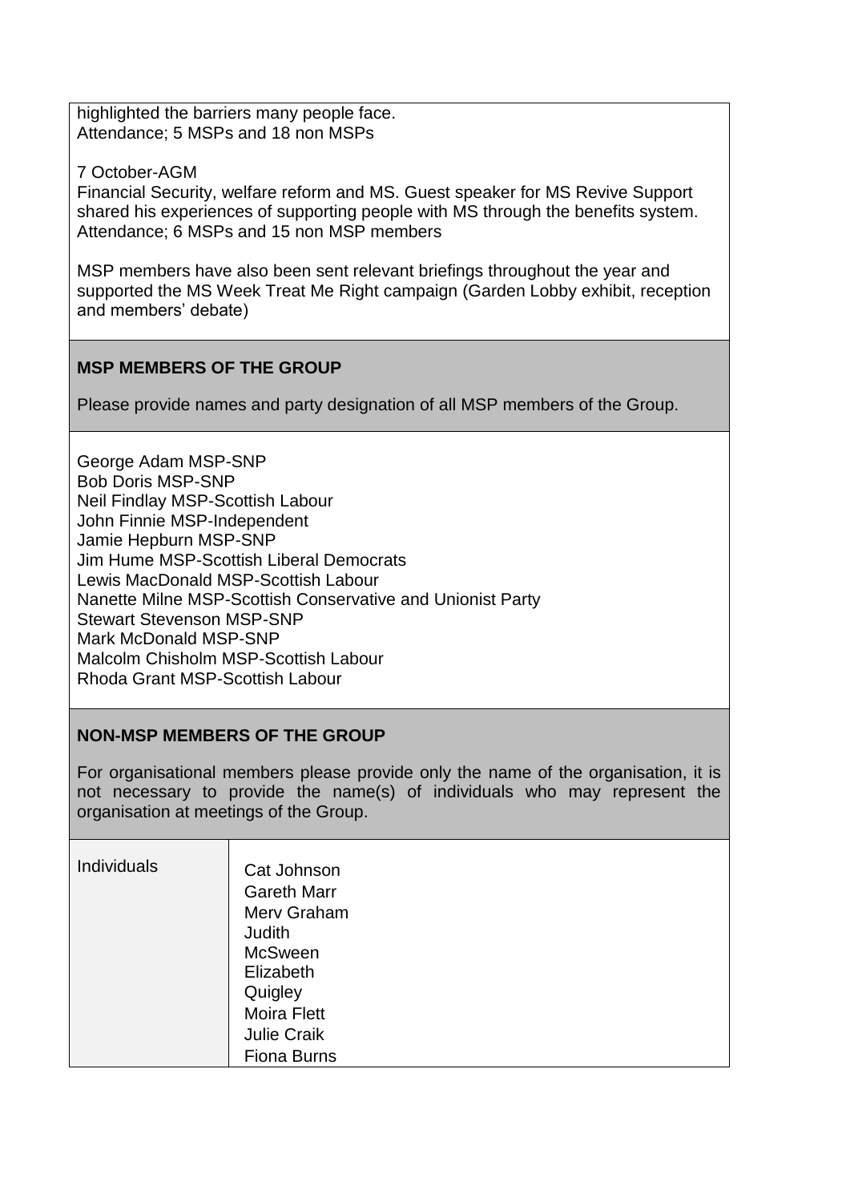highlighted the barriers many people face.
Attendance; 5 MSPs and 18 non MSPs

7 October-AGM
Financial Security, welfare reform and MS. Guest speaker for MS Revive Support shared his experiences of supporting people with MS through the benefits system.
Attendance; 6 MSPs and 15 non MSP members

MSP members have also been sent relevant briefings throughout the year and supported the MS Week Treat Me Right campaign (Garden Lobby exhibit, reception and members' debate)

**MSP MEMBERS OF THE GROUP**

Please provide names and party designation of all MSP members of the Group.

George Adam MSP-SNP
Bob Doris MSP-SNP
Neil Findlay MSP-Scottish Labour
John Finnie MSP-Independent
Jamie Hepburn MSP-SNP
Jim Hume MSP-Scottish Liberal Democrats
Lewis MacDonald MSP-Scottish Labour
Nanette Milne MSP-Scottish Conservative and Unionist Party
Stewart Stevenson MSP-SNP
Mark McDonald MSP-SNP
Malcolm Chisholm MSP-Scottish Labour
Rhoda Grant MSP-Scottish Labour

**NON-MSP MEMBERS OF THE GROUP**

For organisational members please provide only the name of the organisation, it is not necessary to provide the name(s) of individuals who may represent the organisation at meetings of the Group.

| Individuals | Cat Johnson<br>Gareth Marr<br>Merv Graham<br>Judith McSween<br>Elizabeth Quigley<br>Moira Flett<br>Julie Craik<br>Fiona Burns |
|---|---|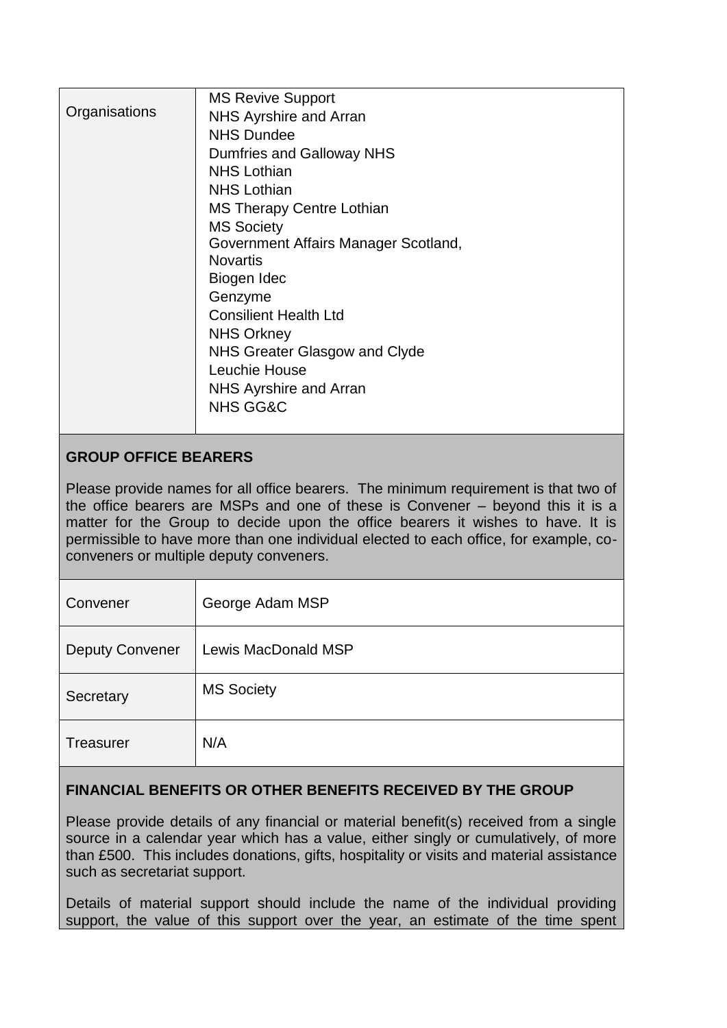| Organisations | MS Revive Support<br>NHS Ayrshire and Arran<br>NHS Dundee<br>Dumfries and Galloway NHS<br>NHS Lothian<br>NHS Lothian<br>MS Therapy Centre Lothian<br>MS Society<br>Government Affairs Manager Scotland, Novartis<br>Biogen Idec<br>Genzyme<br>Consilient Health Ltd<br>NHS Orkney<br>NHS Greater Glasgow and Clyde<br>Leuchie House<br>NHS Ayrshire and Arran<br>NHS GG&C |
|---|---|

**GROUP OFFICE BEARERS**

Please provide names for all office bearers. The minimum requirement is that two of the office bearers are MSPs and one of these is Convener – beyond this it is a matter for the Group to decide upon the office bearers it wishes to have. It is permissible to have more than one individual elected to each office, for example, co-conveners or multiple deputy conveners.

| Convener | George Adam MSP |
|---|---|
| Deputy Convener | Lewis MacDonald MSP |
| Secretary | MS Society |
| Treasurer | N/A |

**FINANCIAL BENEFITS OR OTHER BENEFITS RECEIVED BY THE GROUP**

Please provide details of any financial or material benefit(s) received from a single source in a calendar year which has a value, either singly or cumulatively, of more than £500. This includes donations, gifts, hospitality or visits and material assistance such as secretariat support.

Details of material support should include the name of the individual providing support, the value of this support over the year, an estimate of the time spent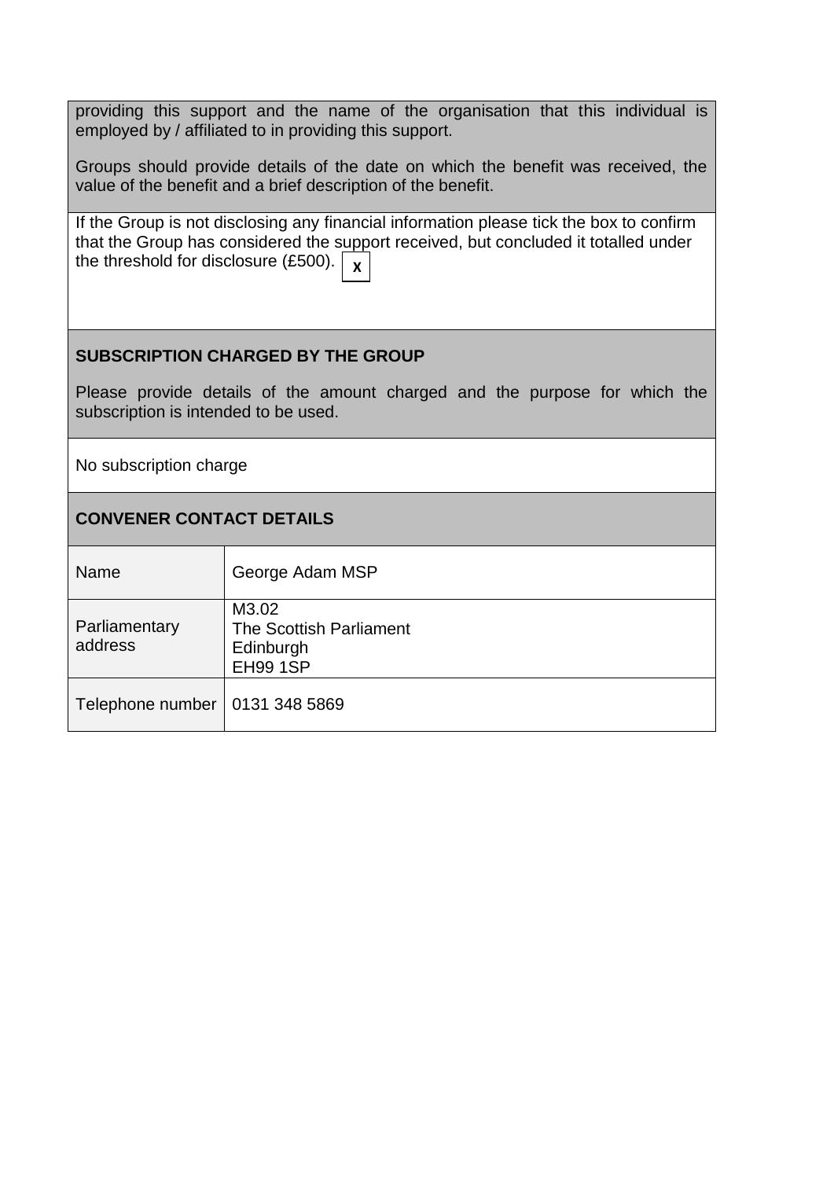providing this support and the name of the organisation that this individual is employed by / affiliated to in providing this support.

Groups should provide details of the date on which the benefit was received, the value of the benefit and a brief description of the benefit.

If the Group is not disclosing any financial information please tick the box to confirm that the Group has considered the support received, but concluded it totalled under the threshold for disclosure (£500). X

**SUBSCRIPTION CHARGED BY THE GROUP**

Please provide details of the amount charged and the purpose for which the subscription is intended to be used.

No subscription charge

**CONVENER CONTACT DETAILS**

| | |
|---|---|
| Name | George Adam MSP |
| Parliamentary address | M3.02<br>The Scottish Parliament<br>Edinburgh<br>EH99 1SP |
| Telephone number | 0131 348 5869 |